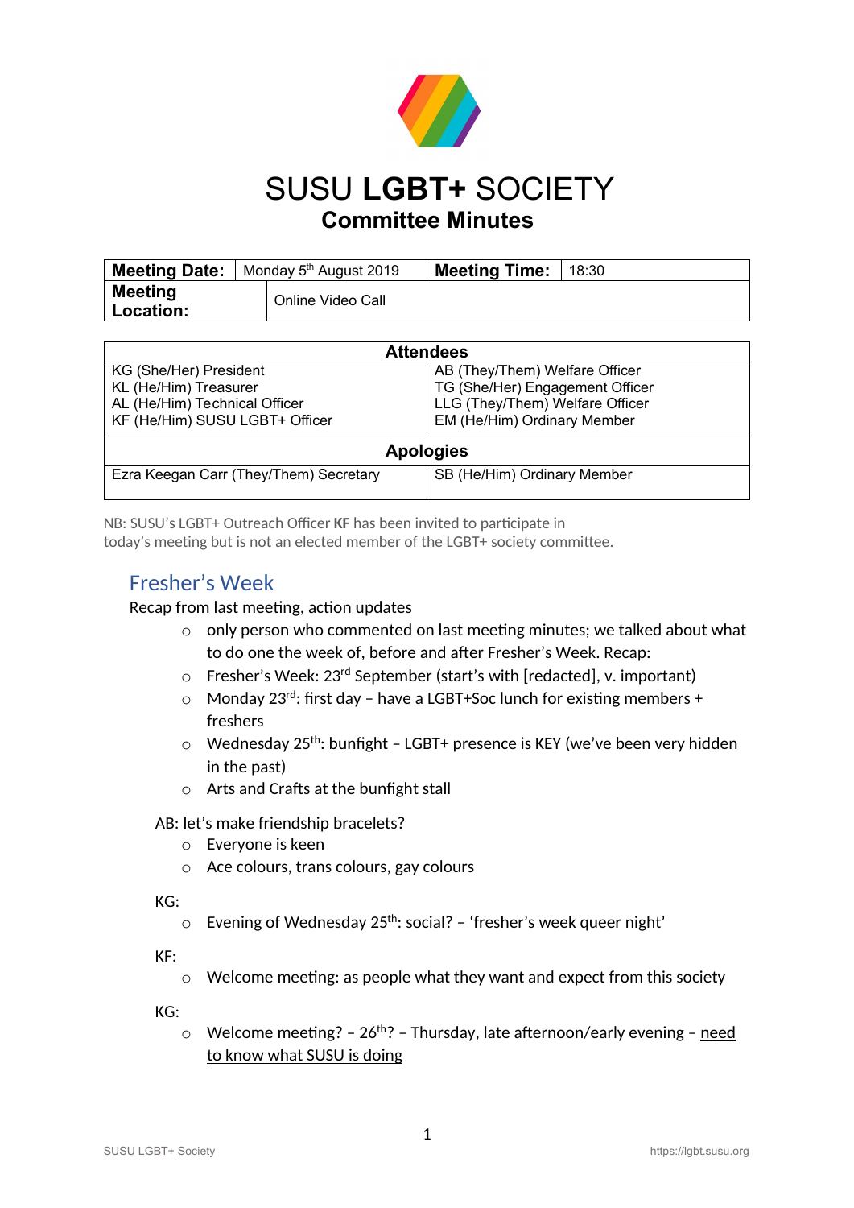# SUSU **LGBT+** SOCIETY

## Committee Minutes

| **Meeting Date:** | Monday 5th August 2019 | **Meeting Time:** | 18:30 |
|---|---|---|---|
| **Meeting Location:** | Online Video Call | | |

| **Attendees** | |
|---|---|
| KG (She/Her) President<br>KL (He/Him) Treasurer<br>AL (He/Him) Technical Officer<br>KF (He/Him) SUSU LGBT+ Officer | AB (They/Them) Welfare Officer<br>TG (She/Her) Engagement Officer<br>LLG (They/Them) Welfare Officer<br>EM (He/Him) Ordinary Member |
| **Apologies** | |
| Ezra Keegan Carr (They/Them) Secretary | SB (He/Him) Ordinary Member |

NB: SUSU's LGBT+ Outreach Officer **KF** has been invited to participate in today's meeting but is not an elected member of the LGBT+ society committee.

## Fresher's Week

Recap from last meeting, action updates

- only person who commented on last meeting minutes; we talked about what to do one the week of, before and after Fresher's Week. Recap:
- Fresher's Week: 23rd September (start's with [redacted], v. important)
- Monday 23rd: first day – have a LGBT+Soc lunch for existing members + freshers
- Wednesday 25th: bunfight – LGBT+ presence is KEY (we've been very hidden in the past)
- Arts and Crafts at the bunfight stall

AB: let's make friendship bracelets?

- Everyone is keen
- Ace colours, trans colours, gay colours

KG:

- Evening of Wednesday 25th: social? – 'fresher's week queer night'

KF:

- Welcome meeting: as people what they want and expect from this society

KG:

- Welcome meeting? – 26th? – Thursday, late afternoon/early evening – <u>need to know what SUSU is doing</u>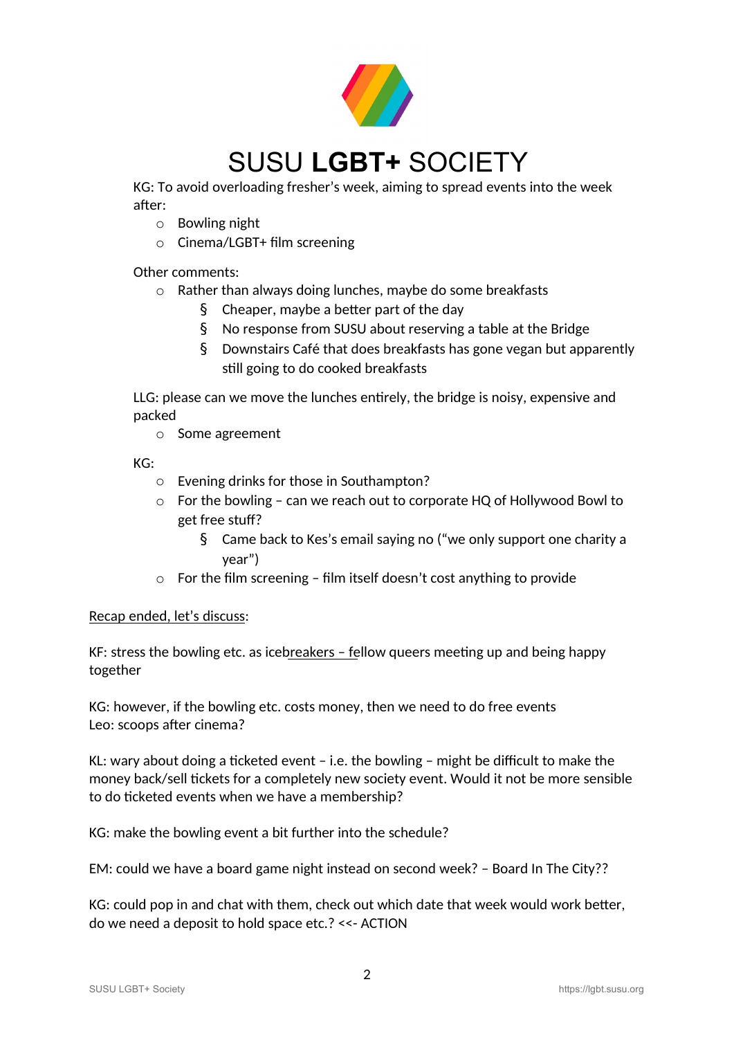# SUSU **LGBT+** SOCIETY

KG: To avoid overloading fresher's week, aiming to spread events into the week after:

- Bowling night
- Cinema/LGBT+ film screening

Other comments:

- Rather than always doing lunches, maybe do some breakfasts
  - Cheaper, maybe a better part of the day
  - No response from SUSU about reserving a table at the Bridge
  - Downstairs Café that does breakfasts has gone vegan but apparently still going to do cooked breakfasts

LLG: please can we move the lunches entirely, the bridge is noisy, expensive and packed

- Some agreement

KG:

- Evening drinks for those in Southampton?
- For the bowling – can we reach out to corporate HQ of Hollywood Bowl to get free stuff?
  - Came back to Kes's email saying no ("we only support one charity a year")
- For the film screening – film itself doesn't cost anything to provide

Recap ended, let's discuss:

KF: stress the bowling etc. as icebreakers – fellow queers meeting up and being happy together

KG: however, if the bowling etc. costs money, then we need to do free events
Leo: scoops after cinema?

KL: wary about doing a ticketed event – i.e. the bowling – might be difficult to make the money back/sell tickets for a completely new society event. Would it not be more sensible to do ticketed events when we have a membership?

KG: make the bowling event a bit further into the schedule?

EM: could we have a board game night instead on second week? – Board In The City??

KG: could pop in and chat with them, check out which date that week would work better, do we need a deposit to hold space etc.? <<- ACTION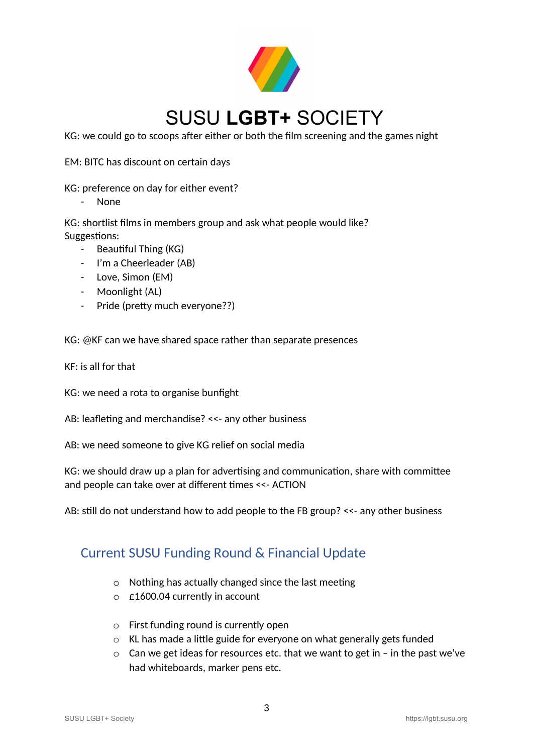KG: we could go to scoops after either or both the film screening and the games night

EM: BITC has discount on certain days

KG: preference on day for either event?

- None

KG: shortlist films in members group and ask what people would like?
Suggestions:

- Beautiful Thing (KG)
- I'm a Cheerleader (AB)
- Love, Simon (EM)
- Moonlight (AL)
- Pride (pretty much everyone??)

KG: @KF can we have shared space rather than separate presences

KF: is all for that

KG: we need a rota to organise bunfight

AB: leafleting and merchandise? <<- any other business

AB: we need someone to give KG relief on social media

KG: we should draw up a plan for advertising and communication, share with committee and people can take over at different times <<- ACTION

AB: still do not understand how to add people to the FB group? <<- any other business

## Current SUSU Funding Round & Financial Update

- Nothing has actually changed since the last meeting
- £1600.04 currently in account

- First funding round is currently open
- KL has made a little guide for everyone on what generally gets funded
- Can we get ideas for resources etc. that we want to get in – in the past we've had whiteboards, marker pens etc.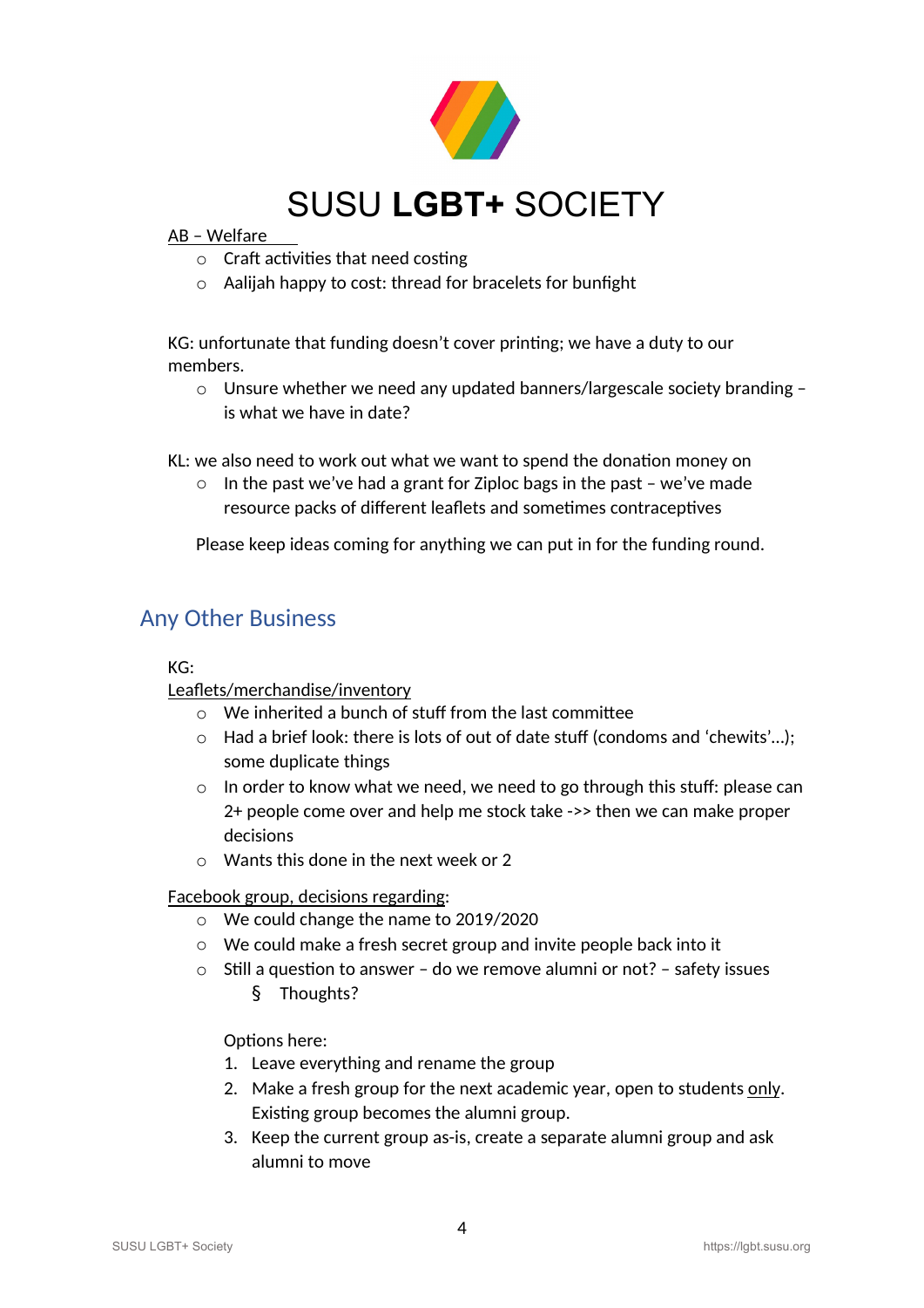AB – Welfare

- Craft activities that need costing
- Aalijah happy to cost: thread for bracelets for bunfight

KG: unfortunate that funding doesn't cover printing; we have a duty to our members.

- Unsure whether we need any updated banners/largescale society branding – is what we have in date?

KL: we also need to work out what we want to spend the donation money on

- In the past we've had a grant for Ziploc bags in the past – we've made resource packs of different leaflets and sometimes contraceptives

Please keep ideas coming for anything we can put in for the funding round.

## Any Other Business

KG:

Leaflets/merchandise/inventory

- We inherited a bunch of stuff from the last committee
- Had a brief look: there is lots of out of date stuff (condoms and 'chewits'…); some duplicate things
- In order to know what we need, we need to go through this stuff: please can 2+ people come over and help me stock take ->> then we can make proper decisions
- Wants this done in the next week or 2

Facebook group, decisions regarding:

- We could change the name to 2019/2020
- We could make a fresh secret group and invite people back into it
- Still a question to answer – do we remove alumni or not? – safety issues
    - Thoughts?

  Options here:

  1. Leave everything and rename the group
  2. Make a fresh group for the next academic year, open to students only. Existing group becomes the alumni group.
  3. Keep the current group as-is, create a separate alumni group and ask alumni to move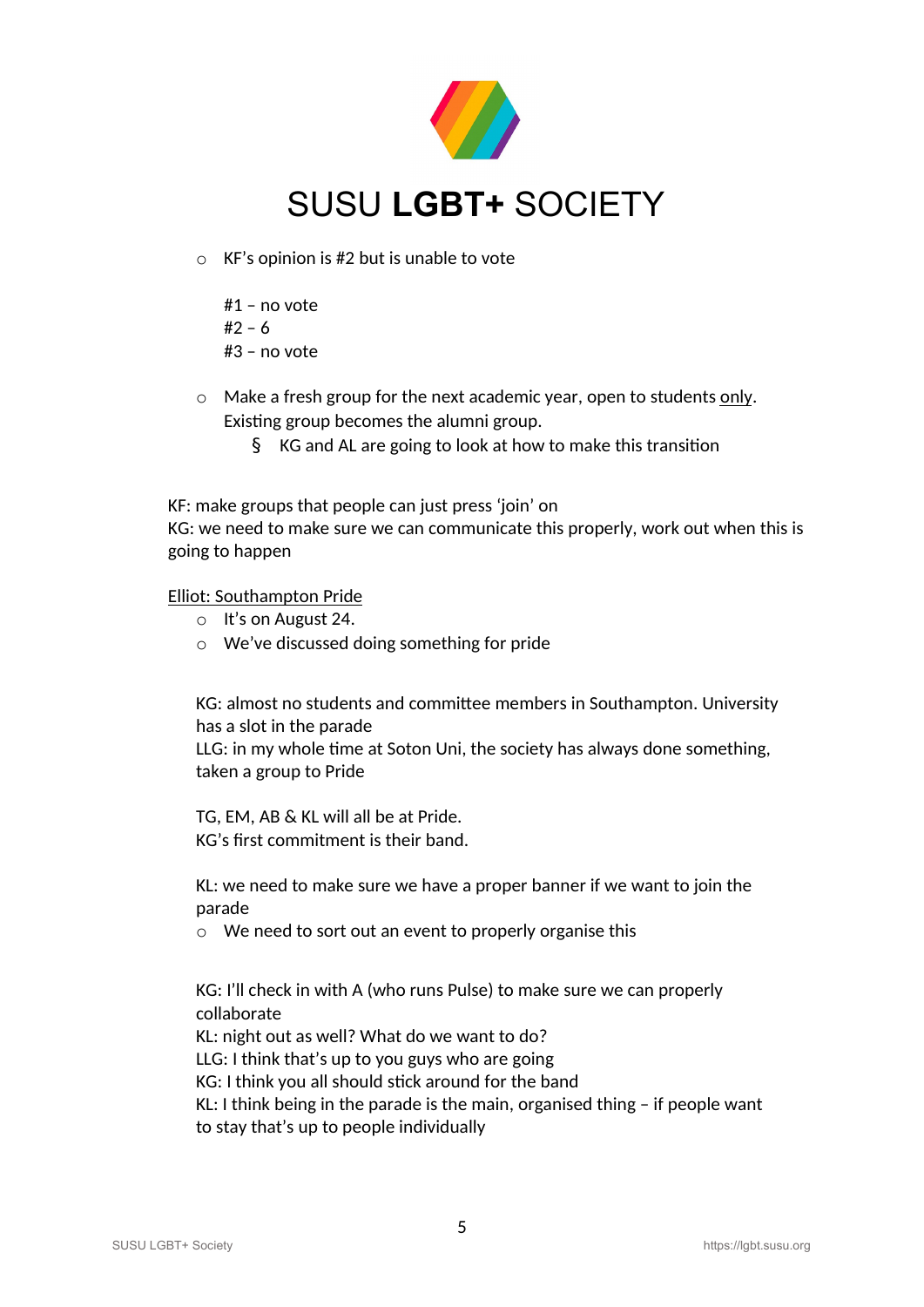- KF's opinion is #2 but is unable to vote

  #1 – no vote
  #2 – 6
  #3 – no vote

- Make a fresh group for the next academic year, open to students only. Existing group becomes the alumni group.
  - KG and AL are going to look at how to make this transition

KF: make groups that people can just press 'join' on
KG: we need to make sure we can communicate this properly, work out when this is going to happen

Elliot: Southampton Pride
- It's on August 24.
- We've discussed doing something for pride

KG: almost no students and committee members in Southampton. University has a slot in the parade
LLG: in my whole time at Soton Uni, the society has always done something, taken a group to Pride

TG, EM, AB & KL will all be at Pride.
KG's first commitment is their band.

KL: we need to make sure we have a proper banner if we want to join the parade
- We need to sort out an event to properly organise this

KG: I'll check in with A (who runs Pulse) to make sure we can properly collaborate
KL: night out as well? What do we want to do?
LLG: I think that's up to you guys who are going
KG: I think you all should stick around for the band
KL: I think being in the parade is the main, organised thing – if people want to stay that's up to people individually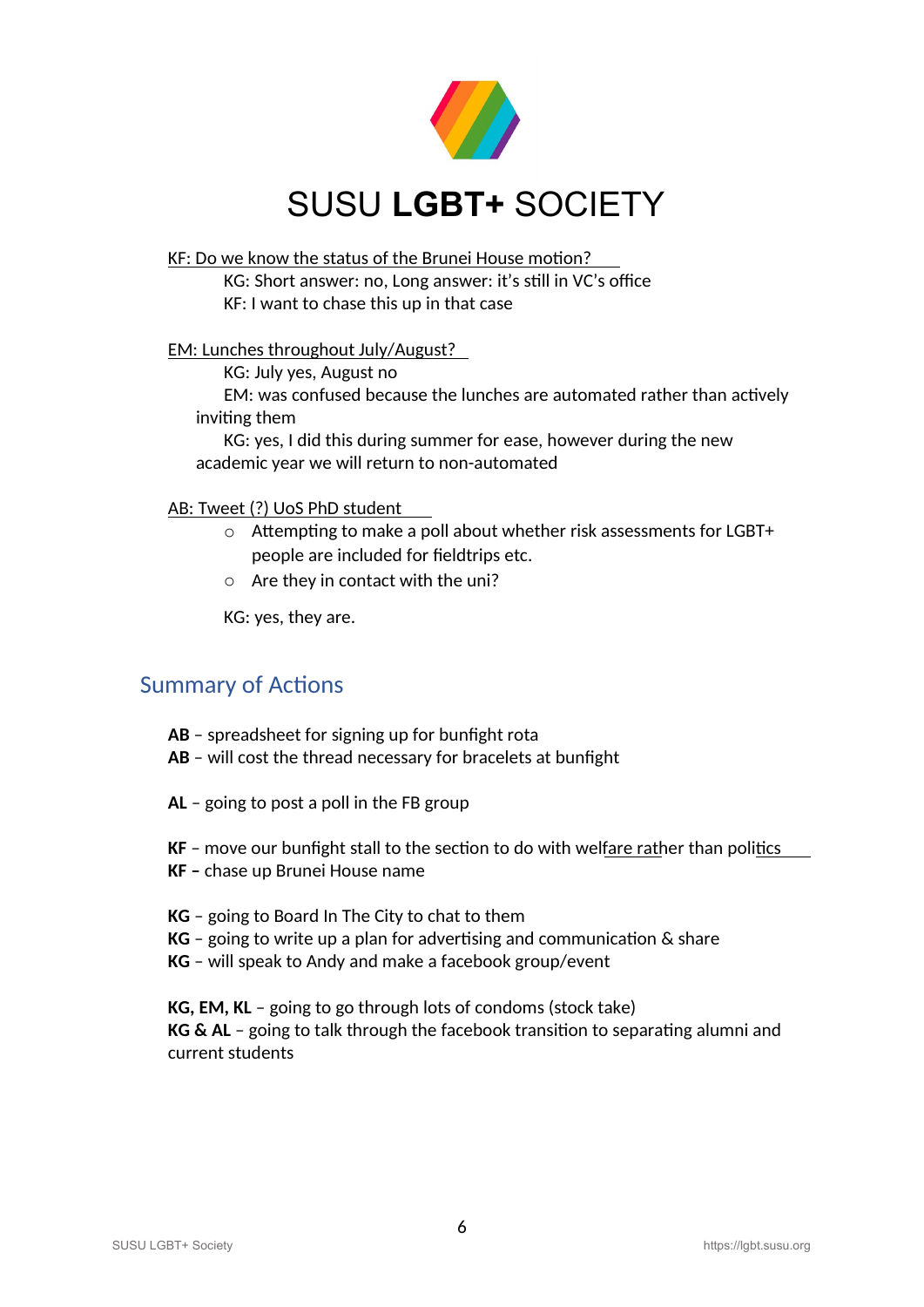# SUSU **LGBT+** SOCIETY

KF: Do we know the status of the Brunei House motion?

KG: Short answer: no, Long answer: it's still in VC's office

KF: I want to chase this up in that case

EM: Lunches throughout July/August?

KG: July yes, August no

EM: was confused because the lunches are automated rather than actively inviting them

KG: yes, I did this during summer for ease, however during the new academic year we will return to non-automated

AB: Tweet (?) UoS PhD student

- Attempting to make a poll about whether risk assessments for LGBT+ people are included for fieldtrips etc.
- Are they in contact with the uni?

KG: yes, they are.

## Summary of Actions

**AB** – spreadsheet for signing up for bunfight rota
**AB** – will cost the thread necessary for bracelets at bunfight

**AL** – going to post a poll in the FB group

**KF** – move our bunfight stall to the section to do with welfare rather than politics
**KF –** chase up Brunei House name

**KG** – going to Board In The City to chat to them
**KG** – going to write up a plan for advertising and communication & share
**KG** – will speak to Andy and make a facebook group/event

**KG, EM, KL** – going to go through lots of condoms (stock take)
**KG & AL** – going to talk through the facebook transition to separating alumni and current students